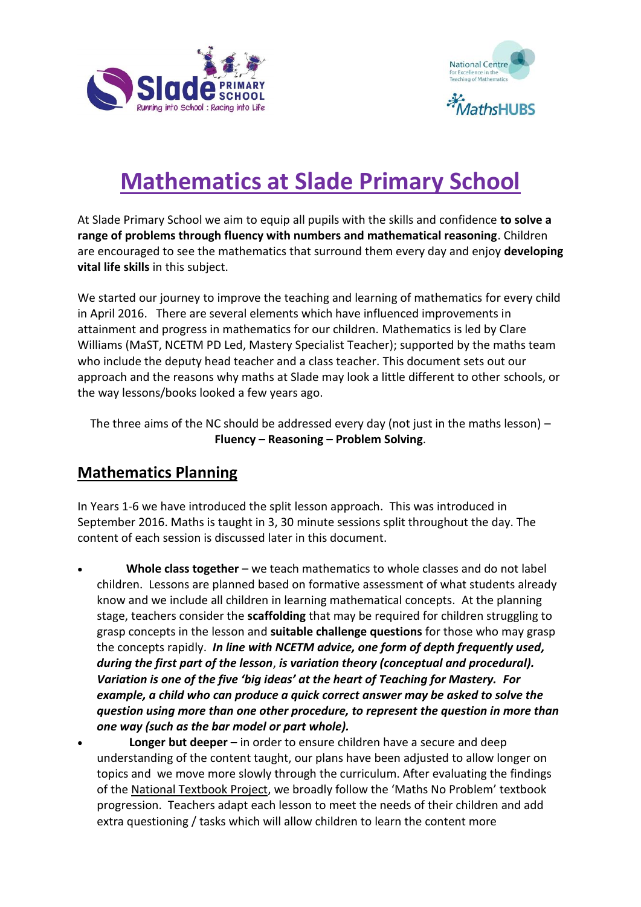# Mathematics at Slade Primary School

At Slade Primary School we aim to equip all pupils with the skills and confidence **to solve a range of problems through fluency with numbers and mathematical reasoning**. Children are encouraged to see the mathematics that surround them every day and enjoy **developing vital life skills** in this subject.

We started our journey to improve the teaching and learning of mathematics for every child in April 2016. There are several elements which have influenced improvements in attainment and progress in mathematics for our children. Mathematics is led by Clare Williams (MaST, NCETM PD Led, Mastery Specialist Teacher); supported by the maths team who include the deputy head teacher and a class teacher. This document sets out our approach and the reasons why maths at Slade may look a little different to other schools, or the way lessons/books looked a few years ago.

The three aims of the NC should be addressed every day (not just in the maths lesson) – **Fluency – Reasoning – Problem Solving**.

## Mathematics Planning

In Years 1-6 we have introduced the split lesson approach. This was introduced in September 2016. Maths is taught in 3, 30 minute sessions split throughout the day. The content of each session is discussed later in this document.

- **Whole class together** – we teach mathematics to whole classes and do not label children. Lessons are planned based on formative assessment of what students already know and we include all children in learning mathematical concepts. At the planning stage, teachers consider the **scaffolding** that may be required for children struggling to grasp concepts in the lesson and **suitable challenge questions** for those who may grasp the concepts rapidly. ***In line with NCETM advice, one form of depth frequently used, during the first part of the lesson**, **is variation theory (conceptual and procedural). Variation is one of the five 'big ideas' at the heart of Teaching for Mastery. For example, a child who can produce a quick correct answer may be asked to solve the question using more than one other procedure, to represent the question in more than one way (such as the bar model or part whole).***
- **Longer but deeper –** in order to ensure children have a secure and deep understanding of the content taught, our plans have been adjusted to allow longer on topics and we move more slowly through the curriculum. After evaluating the findings of the National Textbook Project, we broadly follow the 'Maths No Problem' textbook progression. Teachers adapt each lesson to meet the needs of their children and add extra questioning / tasks which will allow children to learn the content more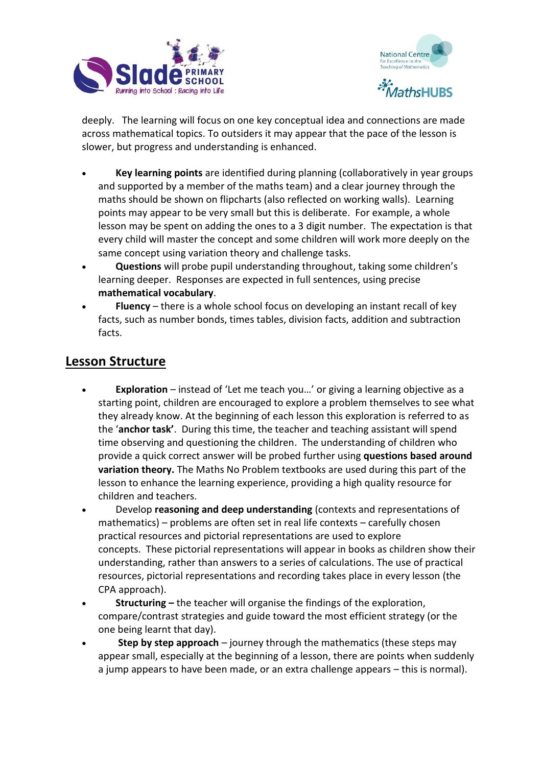deeply. The learning will focus on one key conceptual idea and connections are made across mathematical topics. To outsiders it may appear that the pace of the lesson is slower, but progress and understanding is enhanced.

- **Key learning points** are identified during planning (collaboratively in year groups and supported by a member of the maths team) and a clear journey through the maths should be shown on flipcharts (also reflected on working walls). Learning points may appear to be very small but this is deliberate. For example, a whole lesson may be spent on adding the ones to a 3 digit number. The expectation is that every child will master the concept and some children will work more deeply on the same concept using variation theory and challenge tasks.
- **Questions** will probe pupil understanding throughout, taking some children's learning deeper. Responses are expected in full sentences, using precise **mathematical vocabulary**.
- **Fluency** – there is a whole school focus on developing an instant recall of key facts, such as number bonds, times tables, division facts, addition and subtraction facts.

## Lesson Structure

- **Exploration** – instead of 'Let me teach you…' or giving a learning objective as a starting point, children are encouraged to explore a problem themselves to see what they already know. At the beginning of each lesson this exploration is referred to as the '**anchor task'**. During this time, the teacher and teaching assistant will spend time observing and questioning the children. The understanding of children who provide a quick correct answer will be probed further using **questions based around variation theory.** The Maths No Problem textbooks are used during this part of the lesson to enhance the learning experience, providing a high quality resource for children and teachers.
- Develop **reasoning and deep understanding** (contexts and representations of mathematics) – problems are often set in real life contexts – carefully chosen practical resources and pictorial representations are used to explore concepts. These pictorial representations will appear in books as children show their understanding, rather than answers to a series of calculations. The use of practical resources, pictorial representations and recording takes place in every lesson (the CPA approach).
- **Structuring –** the teacher will organise the findings of the exploration, compare/contrast strategies and guide toward the most efficient strategy (or the one being learnt that day).
- **Step by step approach** – journey through the mathematics (these steps may appear small, especially at the beginning of a lesson, there are points when suddenly a jump appears to have been made, or an extra challenge appears – this is normal).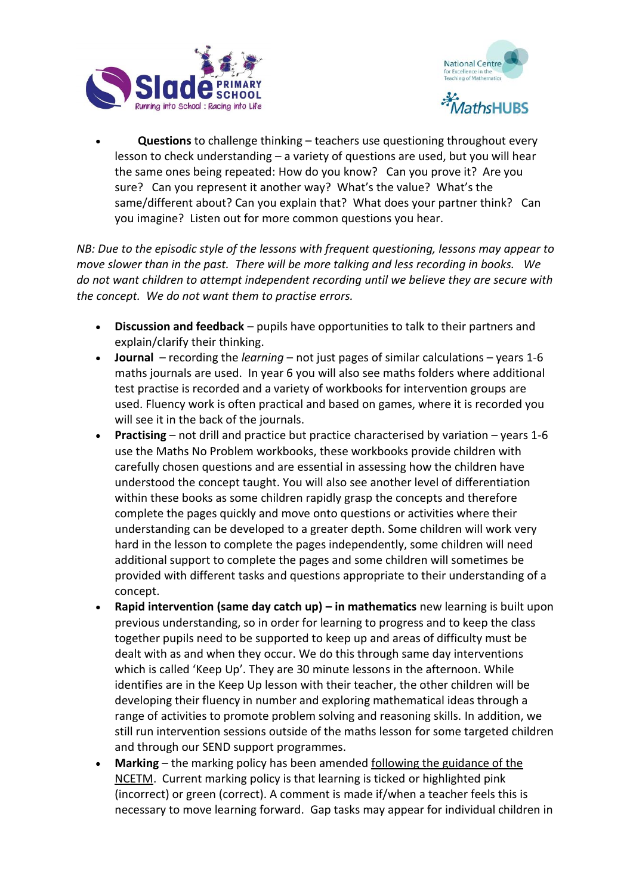- **Questions** to challenge thinking – teachers use questioning throughout every lesson to check understanding – a variety of questions are used, but you will hear the same ones being repeated: How do you know? Can you prove it? Are you sure? Can you represent it another way? What's the value? What's the same/different about? Can you explain that? What does your partner think? Can you imagine? Listen out for more common questions you hear.

*NB: Due to the episodic style of the lessons with frequent questioning, lessons may appear to move slower than in the past. There will be more talking and less recording in books. We do not want children to attempt independent recording until we believe they are secure with the concept. We do not want them to practise errors.*

- **Discussion and feedback** – pupils have opportunities to talk to their partners and explain/clarify their thinking.
- **Journal** – recording the *learning* – not just pages of similar calculations – years 1-6 maths journals are used. In year 6 you will also see maths folders where additional test practise is recorded and a variety of workbooks for intervention groups are used. Fluency work is often practical and based on games, where it is recorded you will see it in the back of the journals.
- **Practising** – not drill and practice but practice characterised by variation – years 1-6 use the Maths No Problem workbooks, these workbooks provide children with carefully chosen questions and are essential in assessing how the children have understood the concept taught. You will also see another level of differentiation within these books as some children rapidly grasp the concepts and therefore complete the pages quickly and move onto questions or activities where their understanding can be developed to a greater depth. Some children will work very hard in the lesson to complete the pages independently, some children will need additional support to complete the pages and some children will sometimes be provided with different tasks and questions appropriate to their understanding of a concept.
- **Rapid intervention (same day catch up) – in mathematics** new learning is built upon previous understanding, so in order for learning to progress and to keep the class together pupils need to be supported to keep up and areas of difficulty must be dealt with as and when they occur. We do this through same day interventions which is called 'Keep Up'. They are 30 minute lessons in the afternoon. While identifies are in the Keep Up lesson with their teacher, the other children will be developing their fluency in number and exploring mathematical ideas through a range of activities to promote problem solving and reasoning skills. In addition, we still run intervention sessions outside of the maths lesson for some targeted children and through our SEND support programmes.
- **Marking** – the marking policy has been amended following the guidance of the NCETM. Current marking policy is that learning is ticked or highlighted pink (incorrect) or green (correct). A comment is made if/when a teacher feels this is necessary to move learning forward. Gap tasks may appear for individual children in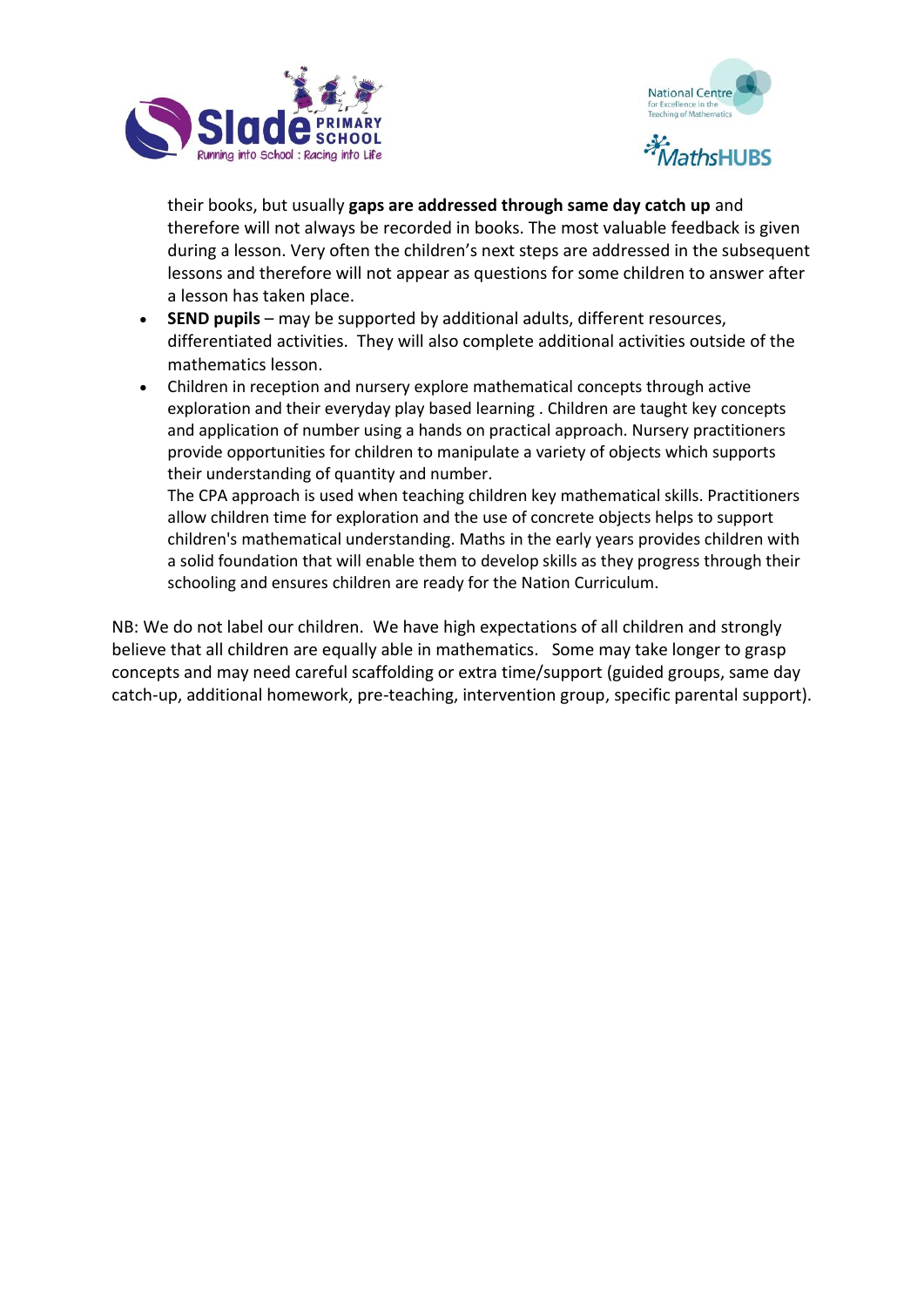their books, but usually **gaps are addressed through same day catch up** and therefore will not always be recorded in books. The most valuable feedback is given during a lesson. Very often the children's next steps are addressed in the subsequent lessons and therefore will not appear as questions for some children to answer after a lesson has taken place.

- **SEND pupils** – may be supported by additional adults, different resources, differentiated activities. They will also complete additional activities outside of the mathematics lesson.
- Children in reception and nursery explore mathematical concepts through active exploration and their everyday play based learning . Children are taught key concepts and application of number using a hands on practical approach. Nursery practitioners provide opportunities for children to manipulate a variety of objects which supports their understanding of quantity and number.
  The CPA approach is used when teaching children key mathematical skills. Practitioners allow children time for exploration and the use of concrete objects helps to support children's mathematical understanding. Maths in the early years provides children with a solid foundation that will enable them to develop skills as they progress through their schooling and ensures children are ready for the Nation Curriculum.

NB: We do not label our children. We have high expectations of all children and strongly believe that all children are equally able in mathematics. Some may take longer to grasp concepts and may need careful scaffolding or extra time/support (guided groups, same day catch-up, additional homework, pre-teaching, intervention group, specific parental support).